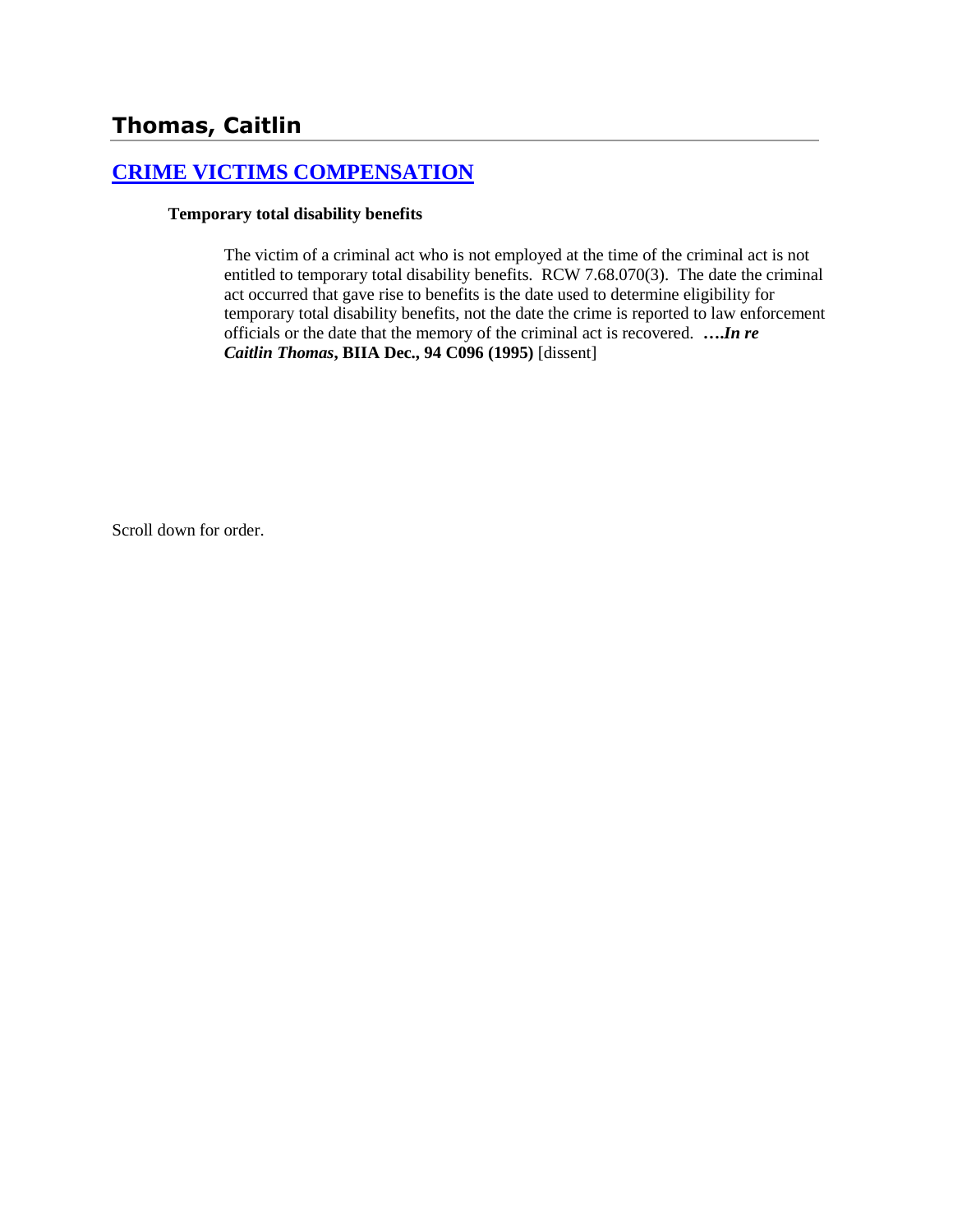# Thomas, Caitlin

## CRIME VICTIMS COMPENSATION

**Temporary total disability benefits**

The victim of a criminal act who is not employed at the time of the criminal act is not entitled to temporary total disability benefits. RCW 7.68.070(3). The date the criminal act occurred that gave rise to benefits is the date used to determine eligibility for temporary total disability benefits, not the date the crime is reported to law enforcement officials or the date that the memory of the criminal act is recovered. ***….In re Caitlin Thomas*, BIIA Dec., 94 C096 (1995)** [dissent]

Scroll down for order.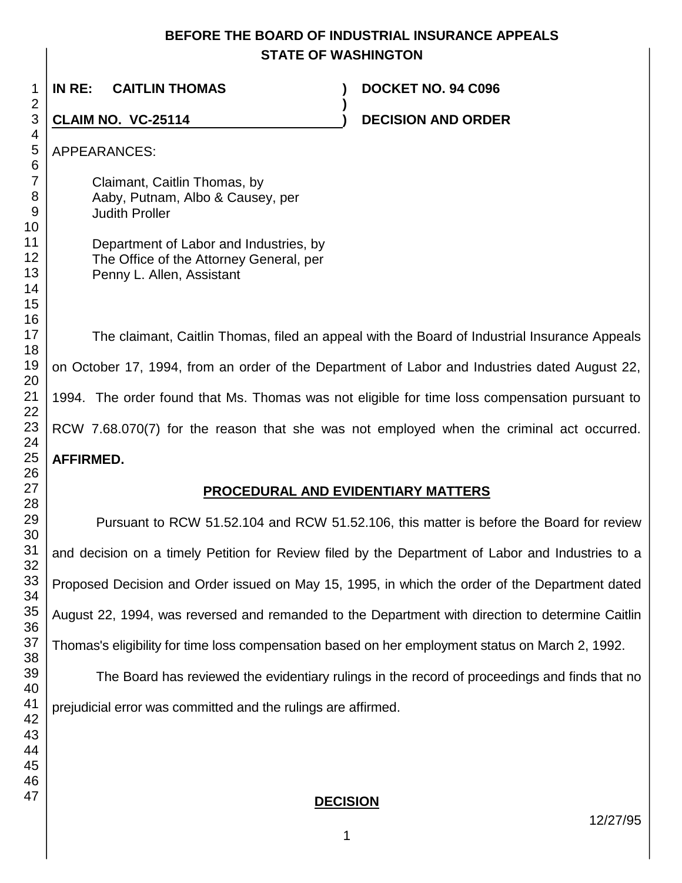**BEFORE THE BOARD OF INDUSTRIAL INSURANCE APPEALS**
**STATE OF WASHINGTON**

| | | |
|---|---|---|
| **IN RE: CAITLIN THOMAS** | **)** | **DOCKET NO. 94 C096** |
| | **)** | |
| **CLAIM NO. VC-25114** | **)** | **DECISION AND ORDER** |

APPEARANCES:

Claimant, Caitlin Thomas, by
Aaby, Putnam, Albo & Causey, per
Judith Proller

Department of Labor and Industries, by
The Office of the Attorney General, per
Penny L. Allen, Assistant

The claimant, Caitlin Thomas, filed an appeal with the Board of Industrial Insurance Appeals on October 17, 1994, from an order of the Department of Labor and Industries dated August 22, 1994. The order found that Ms. Thomas was not eligible for time loss compensation pursuant to RCW 7.68.070(7) for the reason that she was not employed when the criminal act occurred. **AFFIRMED.**

## PROCEDURAL AND EVIDENTIARY MATTERS

Pursuant to RCW 51.52.104 and RCW 51.52.106, this matter is before the Board for review and decision on a timely Petition for Review filed by the Department of Labor and Industries to a Proposed Decision and Order issued on May 15, 1995, in which the order of the Department dated August 22, 1994, was reversed and remanded to the Department with direction to determine Caitlin Thomas's eligibility for time loss compensation based on her employment status on March 2, 1992.

The Board has reviewed the evidentiary rulings in the record of proceedings and finds that no prejudicial error was committed and the rulings are affirmed.

## DECISION

12/27/95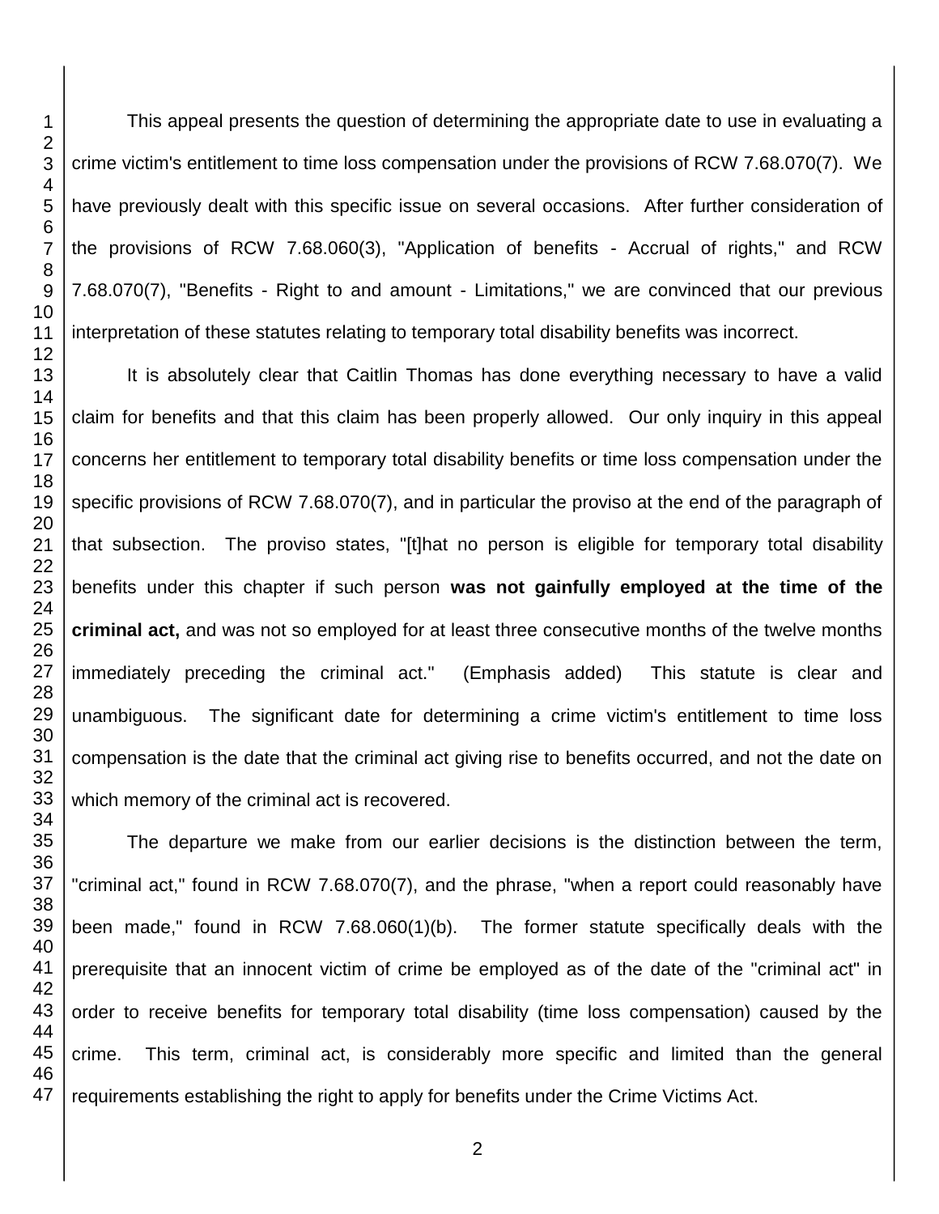This appeal presents the question of determining the appropriate date to use in evaluating a crime victim's entitlement to time loss compensation under the provisions of RCW 7.68.070(7). We have previously dealt with this specific issue on several occasions. After further consideration of the provisions of RCW 7.68.060(3), "Application of benefits - Accrual of rights," and RCW 7.68.070(7), "Benefits - Right to and amount - Limitations," we are convinced that our previous interpretation of these statutes relating to temporary total disability benefits was incorrect.

It is absolutely clear that Caitlin Thomas has done everything necessary to have a valid claim for benefits and that this claim has been properly allowed. Our only inquiry in this appeal concerns her entitlement to temporary total disability benefits or time loss compensation under the specific provisions of RCW 7.68.070(7), and in particular the proviso at the end of the paragraph of that subsection. The proviso states, "[t]hat no person is eligible for temporary total disability benefits under this chapter if such person **was not gainfully employed at the time of the criminal act,** and was not so employed for at least three consecutive months of the twelve months immediately preceding the criminal act." (Emphasis added) This statute is clear and unambiguous. The significant date for determining a crime victim's entitlement to time loss compensation is the date that the criminal act giving rise to benefits occurred, and not the date on which memory of the criminal act is recovered.

The departure we make from our earlier decisions is the distinction between the term, "criminal act," found in RCW 7.68.070(7), and the phrase, "when a report could reasonably have been made," found in RCW 7.68.060(1)(b). The former statute specifically deals with the prerequisite that an innocent victim of crime be employed as of the date of the "criminal act" in order to receive benefits for temporary total disability (time loss compensation) caused by the crime. This term, criminal act, is considerably more specific and limited than the general requirements establishing the right to apply for benefits under the Crime Victims Act.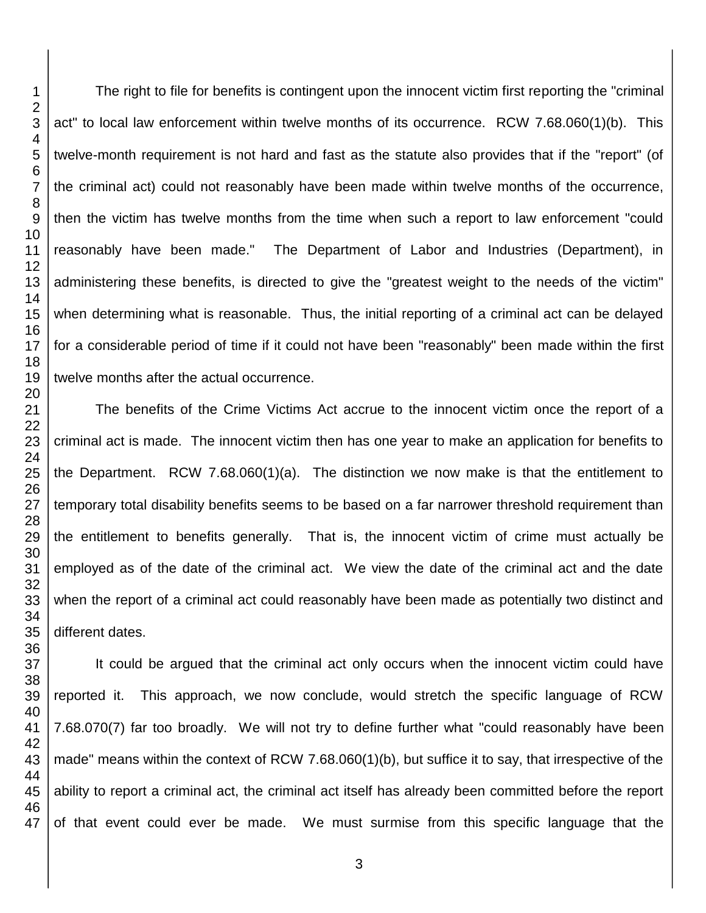The right to file for benefits is contingent upon the innocent victim first reporting the "criminal act" to local law enforcement within twelve months of its occurrence. RCW 7.68.060(1)(b). This twelve-month requirement is not hard and fast as the statute also provides that if the "report" (of the criminal act) could not reasonably have been made within twelve months of the occurrence, then the victim has twelve months from the time when such a report to law enforcement "could reasonably have been made." The Department of Labor and Industries (Department), in administering these benefits, is directed to give the "greatest weight to the needs of the victim" when determining what is reasonable. Thus, the initial reporting of a criminal act can be delayed for a considerable period of time if it could not have been "reasonably" been made within the first twelve months after the actual occurrence.

The benefits of the Crime Victims Act accrue to the innocent victim once the report of a criminal act is made. The innocent victim then has one year to make an application for benefits to the Department. RCW 7.68.060(1)(a). The distinction we now make is that the entitlement to temporary total disability benefits seems to be based on a far narrower threshold requirement than the entitlement to benefits generally. That is, the innocent victim of crime must actually be employed as of the date of the criminal act. We view the date of the criminal act and the date when the report of a criminal act could reasonably have been made as potentially two distinct and different dates.

It could be argued that the criminal act only occurs when the innocent victim could have reported it. This approach, we now conclude, would stretch the specific language of RCW 7.68.070(7) far too broadly. We will not try to define further what "could reasonably have been made" means within the context of RCW 7.68.060(1)(b), but suffice it to say, that irrespective of the ability to report a criminal act, the criminal act itself has already been committed before the report of that event could ever be made. We must surmise from this specific language that the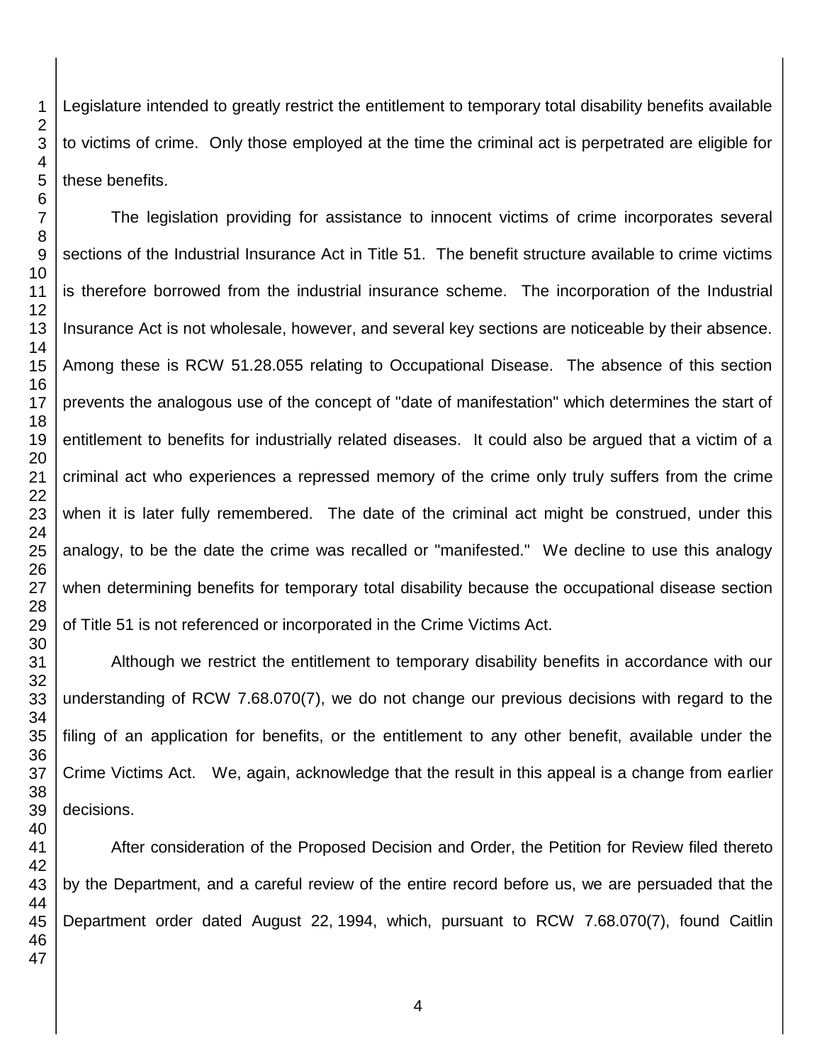Legislature intended to greatly restrict the entitlement to temporary total disability benefits available to victims of crime. Only those employed at the time the criminal act is perpetrated are eligible for these benefits.

The legislation providing for assistance to innocent victims of crime incorporates several sections of the Industrial Insurance Act in Title 51. The benefit structure available to crime victims is therefore borrowed from the industrial insurance scheme. The incorporation of the Industrial Insurance Act is not wholesale, however, and several key sections are noticeable by their absence. Among these is RCW 51.28.055 relating to Occupational Disease. The absence of this section prevents the analogous use of the concept of "date of manifestation" which determines the start of entitlement to benefits for industrially related diseases. It could also be argued that a victim of a criminal act who experiences a repressed memory of the crime only truly suffers from the crime when it is later fully remembered. The date of the criminal act might be construed, under this analogy, to be the date the crime was recalled or "manifested." We decline to use this analogy when determining benefits for temporary total disability because the occupational disease section of Title 51 is not referenced or incorporated in the Crime Victims Act.

Although we restrict the entitlement to temporary disability benefits in accordance with our understanding of RCW 7.68.070(7), we do not change our previous decisions with regard to the filing of an application for benefits, or the entitlement to any other benefit, available under the Crime Victims Act. We, again, acknowledge that the result in this appeal is a change from earlier decisions.

After consideration of the Proposed Decision and Order, the Petition for Review filed thereto by the Department, and a careful review of the entire record before us, we are persuaded that the Department order dated August 22, 1994, which, pursuant to RCW 7.68.070(7), found Caitlin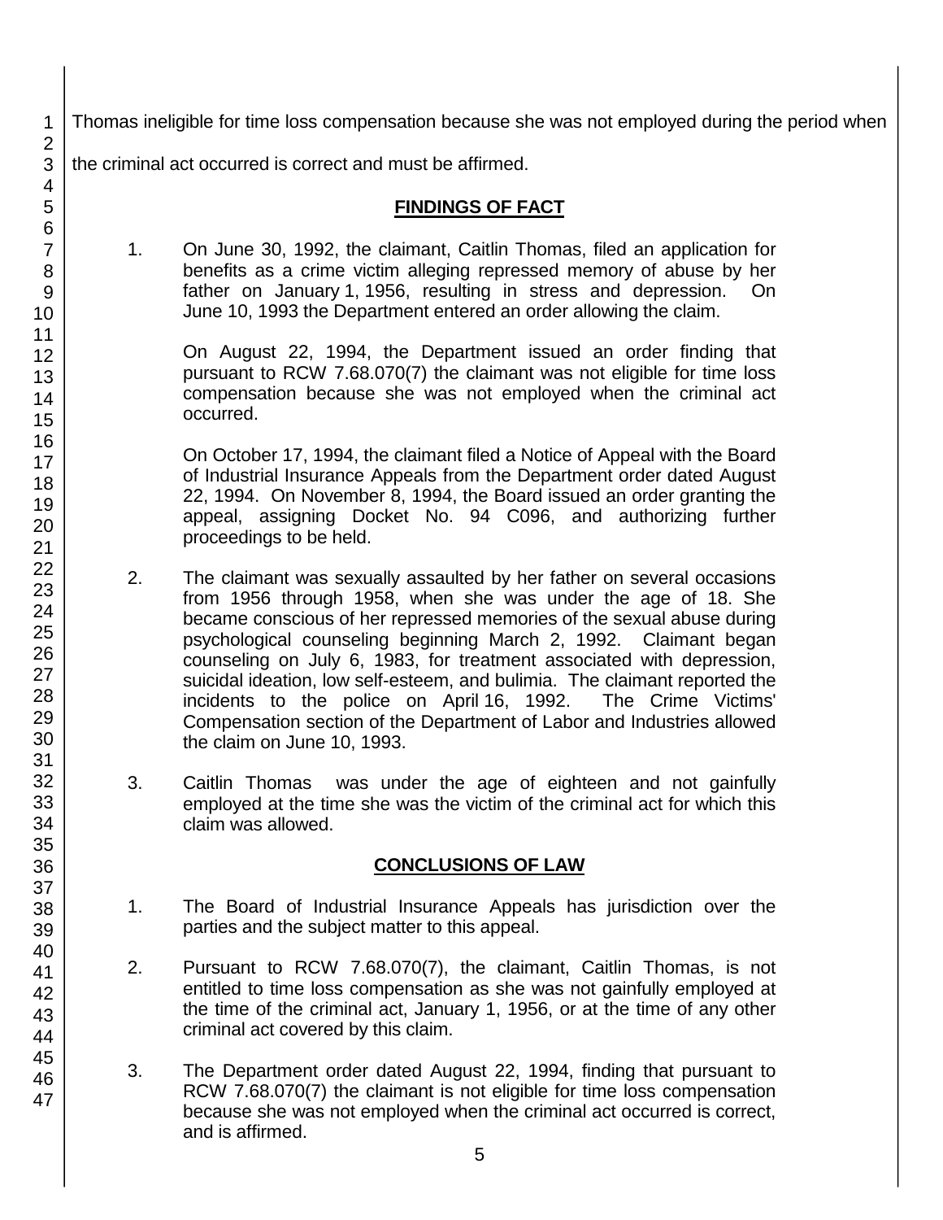Thomas ineligible for time loss compensation because she was not employed during the period when the criminal act occurred is correct and must be affirmed.

## FINDINGS OF FACT

1. On June 30, 1992, the claimant, Caitlin Thomas, filed an application for benefits as a crime victim alleging repressed memory of abuse by her father on January 1, 1956, resulting in stress and depression. On June 10, 1993 the Department entered an order allowing the claim.

   On August 22, 1994, the Department issued an order finding that pursuant to RCW 7.68.070(7) the claimant was not eligible for time loss compensation because she was not employed when the criminal act occurred.

   On October 17, 1994, the claimant filed a Notice of Appeal with the Board of Industrial Insurance Appeals from the Department order dated August 22, 1994. On November 8, 1994, the Board issued an order granting the appeal, assigning Docket No. 94 C096, and authorizing further proceedings to be held.

2. The claimant was sexually assaulted by her father on several occasions from 1956 through 1958, when she was under the age of 18. She became conscious of her repressed memories of the sexual abuse during psychological counseling beginning March 2, 1992. Claimant began counseling on July 6, 1983, for treatment associated with depression, suicidal ideation, low self-esteem, and bulimia. The claimant reported the incidents to the police on April 16, 1992. The Crime Victims' Compensation section of the Department of Labor and Industries allowed the claim on June 10, 1993.

3. Caitlin Thomas was under the age of eighteen and not gainfully employed at the time she was the victim of the criminal act for which this claim was allowed.

## CONCLUSIONS OF LAW

1. The Board of Industrial Insurance Appeals has jurisdiction over the parties and the subject matter to this appeal.

2. Pursuant to RCW 7.68.070(7), the claimant, Caitlin Thomas, is not entitled to time loss compensation as she was not gainfully employed at the time of the criminal act, January 1, 1956, or at the time of any other criminal act covered by this claim.

3. The Department order dated August 22, 1994, finding that pursuant to RCW 7.68.070(7) the claimant is not eligible for time loss compensation because she was not employed when the criminal act occurred is correct, and is affirmed.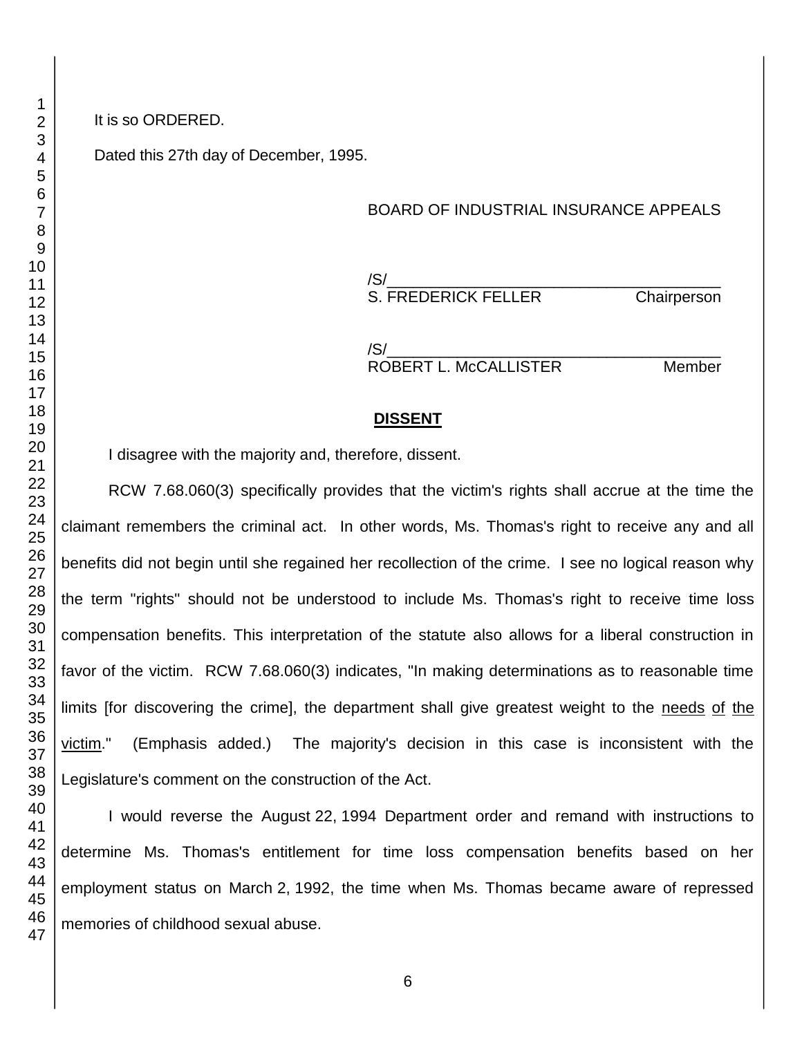It is so ORDERED.

Dated this 27th day of December, 1995.

BOARD OF INDUSTRIAL INSURANCE APPEALS

/S/________________________________________
S. FREDERICK FELLER Chairperson

/S/________________________________________
ROBERT L. McCALLISTER Member

## DISSENT

I disagree with the majority and, therefore, dissent.

RCW 7.68.060(3) specifically provides that the victim's rights shall accrue at the time the claimant remembers the criminal act. In other words, Ms. Thomas's right to receive any and all benefits did not begin until she regained her recollection of the crime. I see no logical reason why the term "rights" should not be understood to include Ms. Thomas's right to receive time loss compensation benefits. This interpretation of the statute also allows for a liberal construction in favor of the victim. RCW 7.68.060(3) indicates, "In making determinations as to reasonable time limits [for discovering the crime], the department shall give greatest weight to the needs of the victim." (Emphasis added.) The majority's decision in this case is inconsistent with the Legislature's comment on the construction of the Act.

I would reverse the August 22, 1994 Department order and remand with instructions to determine Ms. Thomas's entitlement for time loss compensation benefits based on her employment status on March 2, 1992, the time when Ms. Thomas became aware of repressed memories of childhood sexual abuse.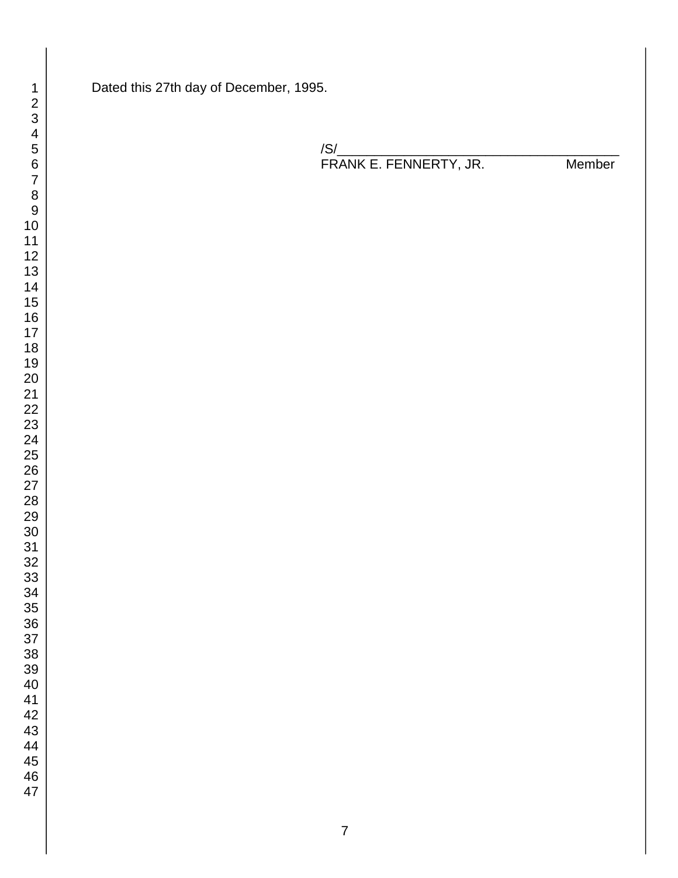Dated this 27th day of December, 1995.

/S/______________________________________
FRANK E. FENNERTY, JR. Member